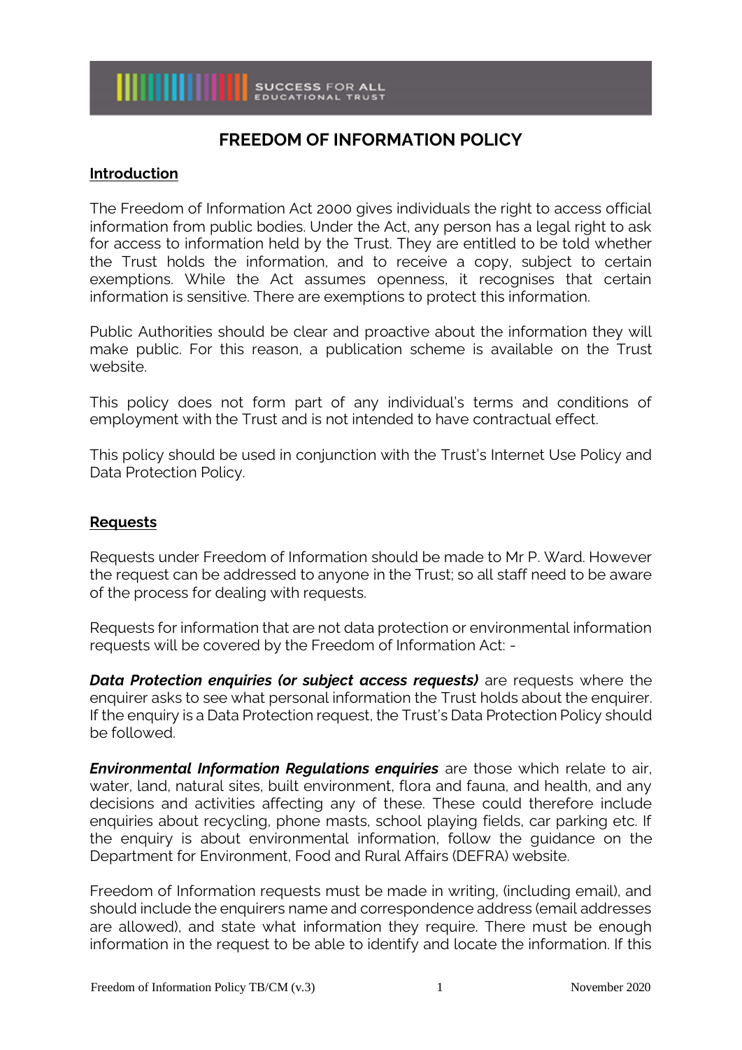# FREEDOM OF INFORMATION POLICY

## Introduction

The Freedom of Information Act 2000 gives individuals the right to access official information from public bodies. Under the Act, any person has a legal right to ask for access to information held by the Trust. They are entitled to be told whether the Trust holds the information, and to receive a copy, subject to certain exemptions. While the Act assumes openness, it recognises that certain information is sensitive. There are exemptions to protect this information.

Public Authorities should be clear and proactive about the information they will make public. For this reason, a publication scheme is available on the Trust website.

This policy does not form part of any individual's terms and conditions of employment with the Trust and is not intended to have contractual effect.

This policy should be used in conjunction with the Trust's Internet Use Policy and Data Protection Policy.

## Requests

Requests under Freedom of Information should be made to Mr P. Ward. However the request can be addressed to anyone in the Trust; so all staff need to be aware of the process for dealing with requests.

Requests for information that are not data protection or environmental information requests will be covered by the Freedom of Information Act: -

***Data Protection enquiries (or subject access requests)*** are requests where the enquirer asks to see what personal information the Trust holds about the enquirer. If the enquiry is a Data Protection request, the Trust's Data Protection Policy should be followed.

***Environmental Information Regulations enquiries*** are those which relate to air, water, land, natural sites, built environment, flora and fauna, and health, and any decisions and activities affecting any of these. These could therefore include enquiries about recycling, phone masts, school playing fields, car parking etc. If the enquiry is about environmental information, follow the guidance on the Department for Environment, Food and Rural Affairs (DEFRA) website.

Freedom of Information requests must be made in writing, (including email), and should include the enquirers name and correspondence address (email addresses are allowed), and state what information they require. There must be enough information in the request to be able to identify and locate the information. If this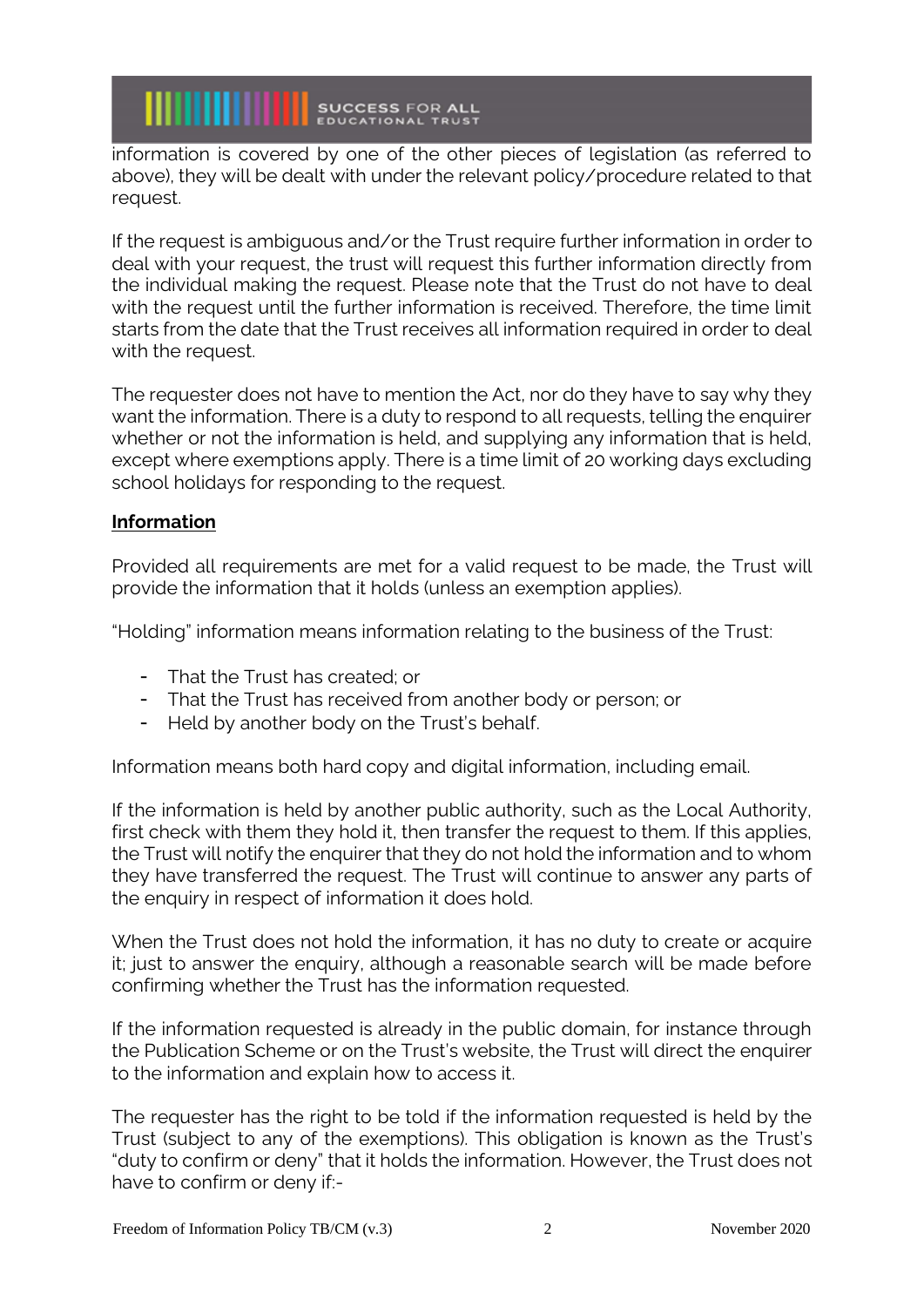information is covered by one of the other pieces of legislation (as referred to above), they will be dealt with under the relevant policy/procedure related to that request.

If the request is ambiguous and/or the Trust require further information in order to deal with your request, the trust will request this further information directly from the individual making the request. Please note that the Trust do not have to deal with the request until the further information is received. Therefore, the time limit starts from the date that the Trust receives all information required in order to deal with the request.

The requester does not have to mention the Act, nor do they have to say why they want the information. There is a duty to respond to all requests, telling the enquirer whether or not the information is held, and supplying any information that is held, except where exemptions apply. There is a time limit of 20 working days excluding school holidays for responding to the request.

**Information**

Provided all requirements are met for a valid request to be made, the Trust will provide the information that it holds (unless an exemption applies).

"Holding" information means information relating to the business of the Trust:

- That the Trust has created; or
- That the Trust has received from another body or person; or
- Held by another body on the Trust's behalf.

Information means both hard copy and digital information, including email.

If the information is held by another public authority, such as the Local Authority, first check with them they hold it, then transfer the request to them. If this applies, the Trust will notify the enquirer that they do not hold the information and to whom they have transferred the request. The Trust will continue to answer any parts of the enquiry in respect of information it does hold.

When the Trust does not hold the information, it has no duty to create or acquire it; just to answer the enquiry, although a reasonable search will be made before confirming whether the Trust has the information requested.

If the information requested is already in the public domain, for instance through the Publication Scheme or on the Trust's website, the Trust will direct the enquirer to the information and explain how to access it.

The requester has the right to be told if the information requested is held by the Trust (subject to any of the exemptions). This obligation is known as the Trust's "duty to confirm or deny" that it holds the information. However, the Trust does not have to confirm or deny if:-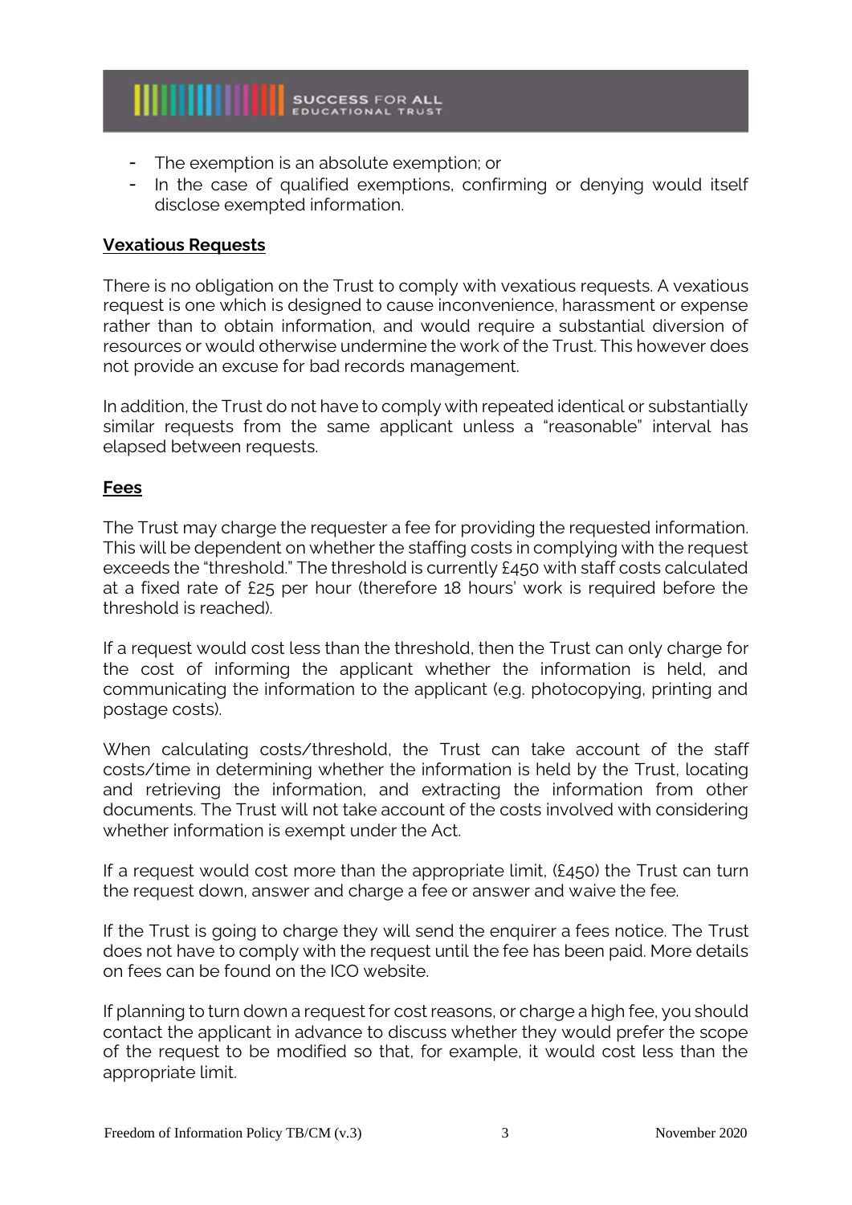- The exemption is an absolute exemption; or
- In the case of qualified exemptions, confirming or denying would itself disclose exempted information.

**Vexatious Requests**

There is no obligation on the Trust to comply with vexatious requests. A vexatious request is one which is designed to cause inconvenience, harassment or expense rather than to obtain information, and would require a substantial diversion of resources or would otherwise undermine the work of the Trust. This however does not provide an excuse for bad records management.

In addition, the Trust do not have to comply with repeated identical or substantially similar requests from the same applicant unless a "reasonable" interval has elapsed between requests.

**Fees**

The Trust may charge the requester a fee for providing the requested information. This will be dependent on whether the staffing costs in complying with the request exceeds the "threshold." The threshold is currently £450 with staff costs calculated at a fixed rate of £25 per hour (therefore 18 hours' work is required before the threshold is reached).

If a request would cost less than the threshold, then the Trust can only charge for the cost of informing the applicant whether the information is held, and communicating the information to the applicant (e.g. photocopying, printing and postage costs).

When calculating costs/threshold, the Trust can take account of the staff costs/time in determining whether the information is held by the Trust, locating and retrieving the information, and extracting the information from other documents. The Trust will not take account of the costs involved with considering whether information is exempt under the Act.

If a request would cost more than the appropriate limit, (£450) the Trust can turn the request down, answer and charge a fee or answer and waive the fee.

If the Trust is going to charge they will send the enquirer a fees notice. The Trust does not have to comply with the request until the fee has been paid. More details on fees can be found on the ICO website.

If planning to turn down a request for cost reasons, or charge a high fee, you should contact the applicant in advance to discuss whether they would prefer the scope of the request to be modified so that, for example, it would cost less than the appropriate limit.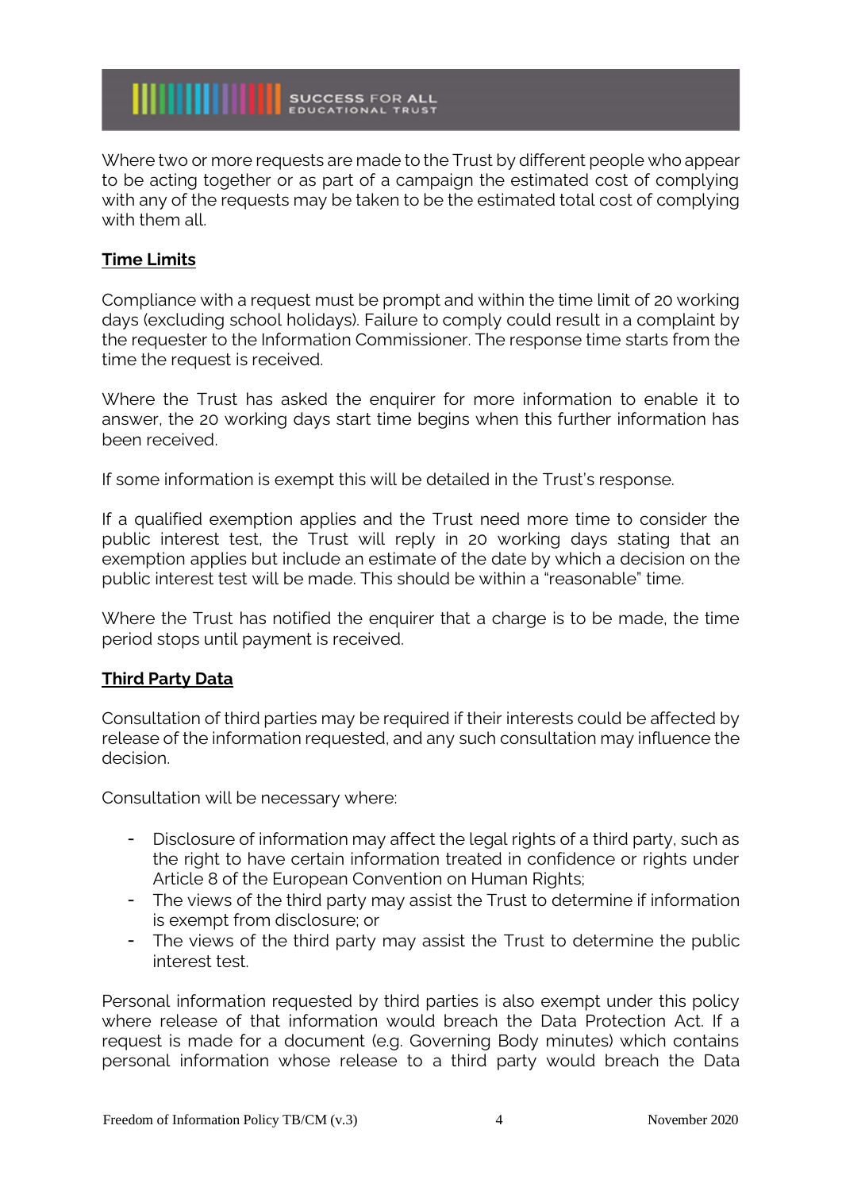Where two or more requests are made to the Trust by different people who appear to be acting together or as part of a campaign the estimated cost of complying with any of the requests may be taken to be the estimated total cost of complying with them all.

## Time Limits

Compliance with a request must be prompt and within the time limit of 20 working days (excluding school holidays). Failure to comply could result in a complaint by the requester to the Information Commissioner. The response time starts from the time the request is received.

Where the Trust has asked the enquirer for more information to enable it to answer, the 20 working days start time begins when this further information has been received.

If some information is exempt this will be detailed in the Trust's response.

If a qualified exemption applies and the Trust need more time to consider the public interest test, the Trust will reply in 20 working days stating that an exemption applies but include an estimate of the date by which a decision on the public interest test will be made. This should be within a "reasonable" time.

Where the Trust has notified the enquirer that a charge is to be made, the time period stops until payment is received.

## Third Party Data

Consultation of third parties may be required if their interests could be affected by release of the information requested, and any such consultation may influence the decision.

Consultation will be necessary where:

- Disclosure of information may affect the legal rights of a third party, such as the right to have certain information treated in confidence or rights under Article 8 of the European Convention on Human Rights;
- The views of the third party may assist the Trust to determine if information is exempt from disclosure; or
- The views of the third party may assist the Trust to determine the public interest test.

Personal information requested by third parties is also exempt under this policy where release of that information would breach the Data Protection Act. If a request is made for a document (e.g. Governing Body minutes) which contains personal information whose release to a third party would breach the Data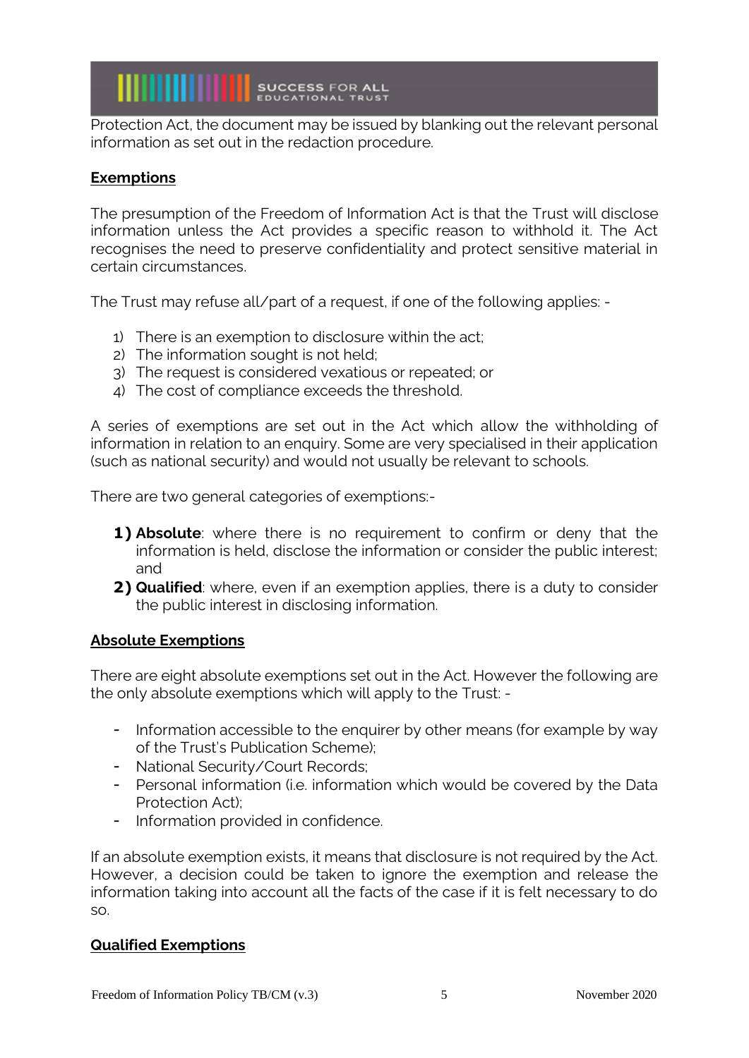Protection Act, the document may be issued by blanking out the relevant personal information as set out in the redaction procedure.

**Exemptions**

The presumption of the Freedom of Information Act is that the Trust will disclose information unless the Act provides a specific reason to withhold it. The Act recognises the need to preserve confidentiality and protect sensitive material in certain circumstances.

The Trust may refuse all/part of a request, if one of the following applies: -

1) There is an exemption to disclosure within the act;
2) The information sought is not held;
3) The request is considered vexatious or repeated; or
4) The cost of compliance exceeds the threshold.

A series of exemptions are set out in the Act which allow the withholding of information in relation to an enquiry. Some are very specialised in their application (such as national security) and would not usually be relevant to schools.

There are two general categories of exemptions:-

1) **Absolute**: where there is no requirement to confirm or deny that the information is held, disclose the information or consider the public interest; and
2) **Qualified**: where, even if an exemption applies, there is a duty to consider the public interest in disclosing information.

**Absolute Exemptions**

There are eight absolute exemptions set out in the Act. However the following are the only absolute exemptions which will apply to the Trust: -

- Information accessible to the enquirer by other means (for example by way of the Trust's Publication Scheme);
- National Security/Court Records;
- Personal information (i.e. information which would be covered by the Data Protection Act);
- Information provided in confidence.

If an absolute exemption exists, it means that disclosure is not required by the Act. However, a decision could be taken to ignore the exemption and release the information taking into account all the facts of the case if it is felt necessary to do so.

**Qualified Exemptions**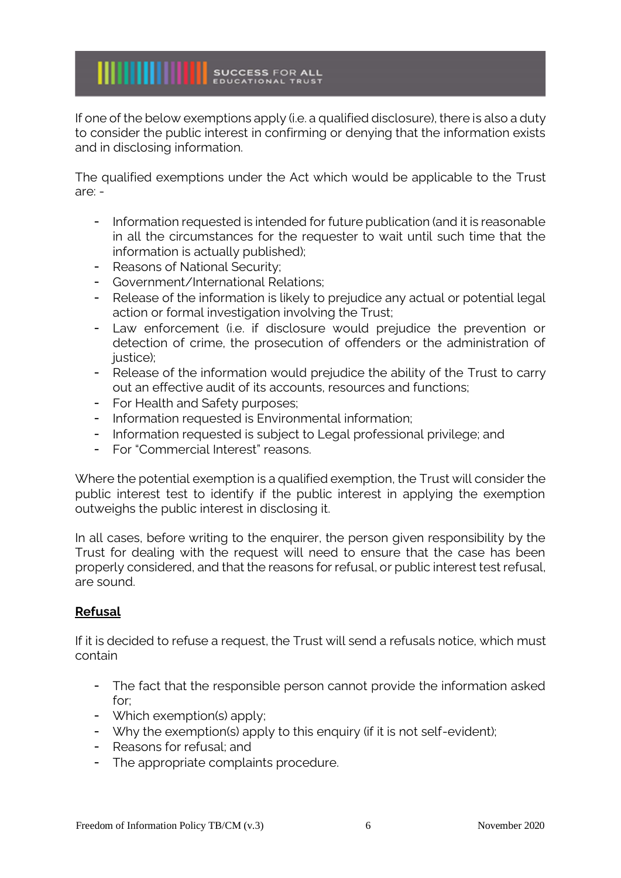If one of the below exemptions apply (i.e. a qualified disclosure), there is also a duty to consider the public interest in confirming or denying that the information exists and in disclosing information.

The qualified exemptions under the Act which would be applicable to the Trust are: -

- Information requested is intended for future publication (and it is reasonable in all the circumstances for the requester to wait until such time that the information is actually published);
- Reasons of National Security;
- Government/International Relations;
- Release of the information is likely to prejudice any actual or potential legal action or formal investigation involving the Trust;
- Law enforcement (i.e. if disclosure would prejudice the prevention or detection of crime, the prosecution of offenders or the administration of justice);
- Release of the information would prejudice the ability of the Trust to carry out an effective audit of its accounts, resources and functions;
- For Health and Safety purposes;
- Information requested is Environmental information;
- Information requested is subject to Legal professional privilege; and
- For "Commercial Interest" reasons.

Where the potential exemption is a qualified exemption, the Trust will consider the public interest test to identify if the public interest in applying the exemption outweighs the public interest in disclosing it.

In all cases, before writing to the enquirer, the person given responsibility by the Trust for dealing with the request will need to ensure that the case has been properly considered, and that the reasons for refusal, or public interest test refusal, are sound.

**Refusal**

If it is decided to refuse a request, the Trust will send a refusals notice, which must contain

- The fact that the responsible person cannot provide the information asked for;
- Which exemption(s) apply;
- Why the exemption(s) apply to this enquiry (if it is not self-evident);
- Reasons for refusal; and
- The appropriate complaints procedure.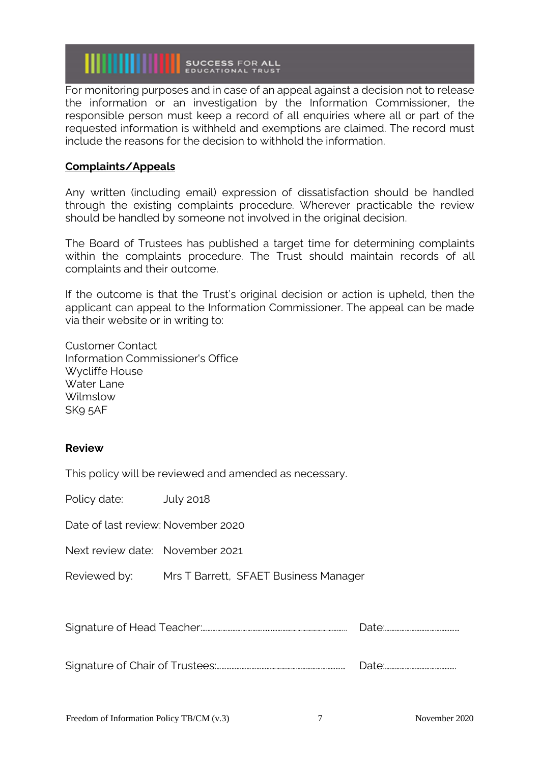For monitoring purposes and in case of an appeal against a decision not to release the information or an investigation by the Information Commissioner, the responsible person must keep a record of all enquiries where all or part of the requested information is withheld and exemptions are claimed. The record must include the reasons for the decision to withhold the information.

## Complaints/Appeals

Any written (including email) expression of dissatisfaction should be handled through the existing complaints procedure. Wherever practicable the review should be handled by someone not involved in the original decision.

The Board of Trustees has published a target time for determining complaints within the complaints procedure. The Trust should maintain records of all complaints and their outcome.

If the outcome is that the Trust's original decision or action is upheld, then the applicant can appeal to the Information Commissioner. The appeal can be made via their website or in writing to:

Customer Contact
Information Commissioner's Office
Wycliffe House
Water Lane
Wilmslow
SK9 5AF

## Review

This policy will be reviewed and amended as necessary.

Policy date: July 2018

Date of last review: November 2020

Next review date: November 2021

Reviewed by: Mrs T Barrett, SFAET Business Manager

Signature of Head Teacher:............................................................ Date:...............................

Signature of Chair of Trustees:....................................................... Date:...............................